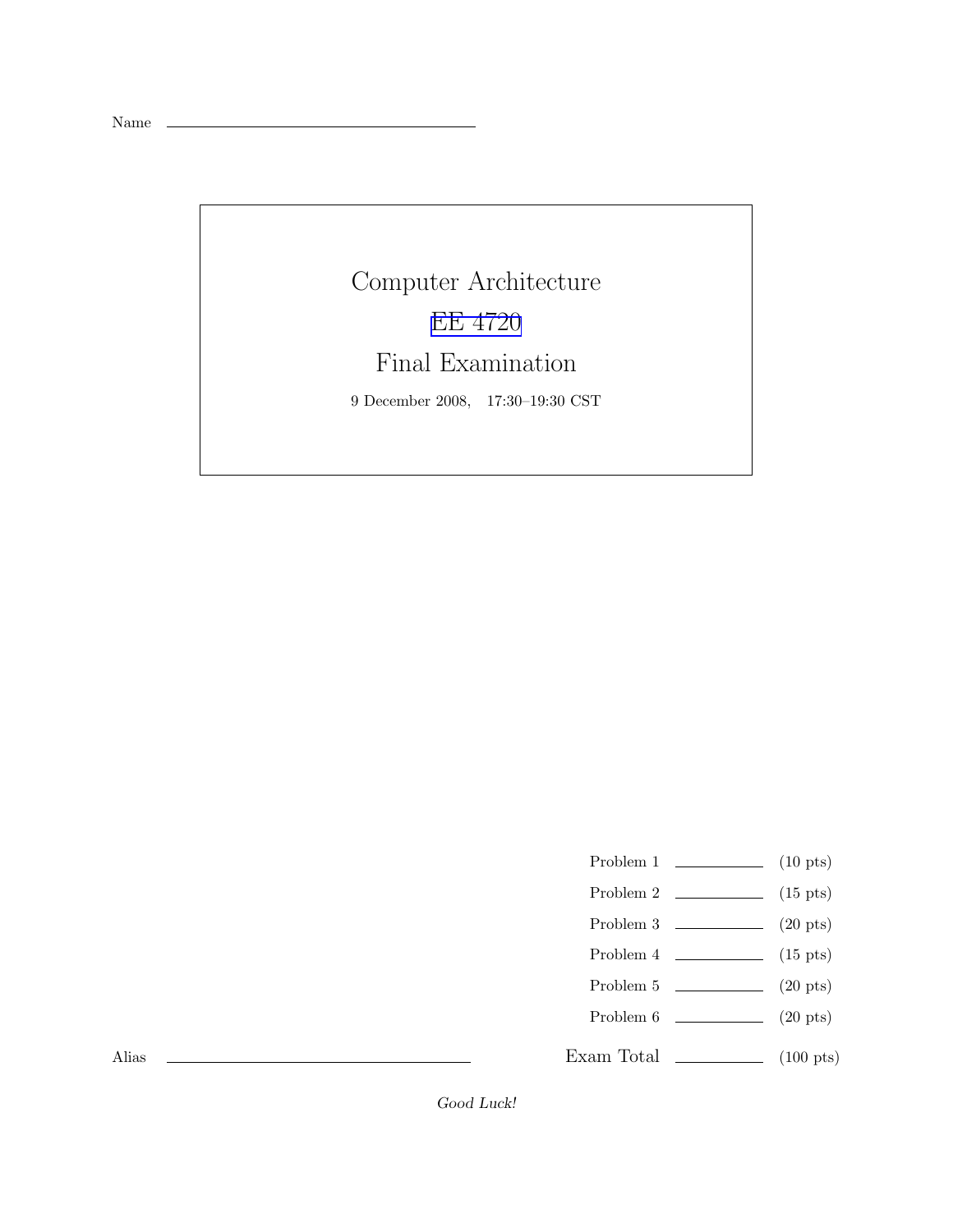Name \_\_\_\_\_\_\_\_\_\_\_\_\_\_\_\_\_\_\_\_\_\_\_\_\_\_\_\_\_\_

# Computer Architecture

## EE 4720

## Final Examination

9 December 2008, 17:30–19:30 CST

| | | |
|---|---|---|
| Problem 1 | \_\_\_\_\_\_\_\_ | (10 pts) |
| Problem 2 | \_\_\_\_\_\_\_\_ | (15 pts) |
| Problem 3 | \_\_\_\_\_\_\_\_ | (20 pts) |
| Problem 4 | \_\_\_\_\_\_\_\_ | (15 pts) |
| Problem 5 | \_\_\_\_\_\_\_\_ | (20 pts) |
| Problem 6 | \_\_\_\_\_\_\_\_ | (20 pts) |
| Exam Total | \_\_\_\_\_\_\_\_ | (100 pts) |

Alias \_\_\_\_\_\_\_\_\_\_\_\_\_\_\_\_\_\_\_\_\_\_\_\_\_\_\_\_\_\_

*Good Luck!*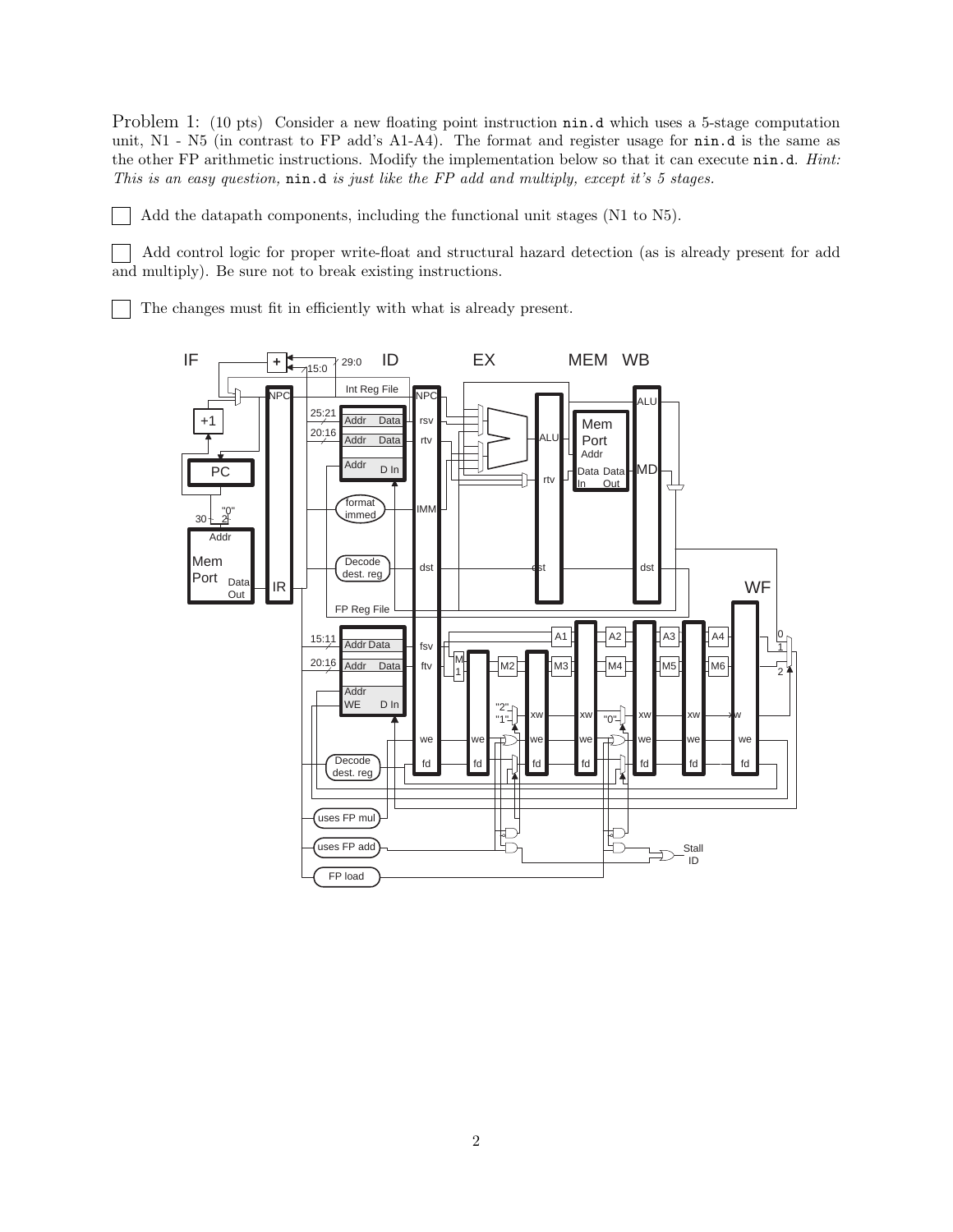Problem 1: (10 pts) Consider a new floating point instruction `nin.d` which uses a 5-stage computation unit, N1 - N5 (in contrast to FP add's A1-A4). The format and register usage for `nin.d` is the same as the other FP arithmetic instructions. Modify the implementation below so that it can execute `nin.d`. *Hint: This is an easy question,* `nin.d` *is just like the FP add and multiply, except it's 5 stages.*

☐ Add the datapath components, including the functional unit stages (N1 to N5).

☐ Add control logic for proper write-float and structural hazard detection (as is already present for add and multiply). Be sure not to break existing instructions.

☐ The changes must fit in efficiently with what is already present.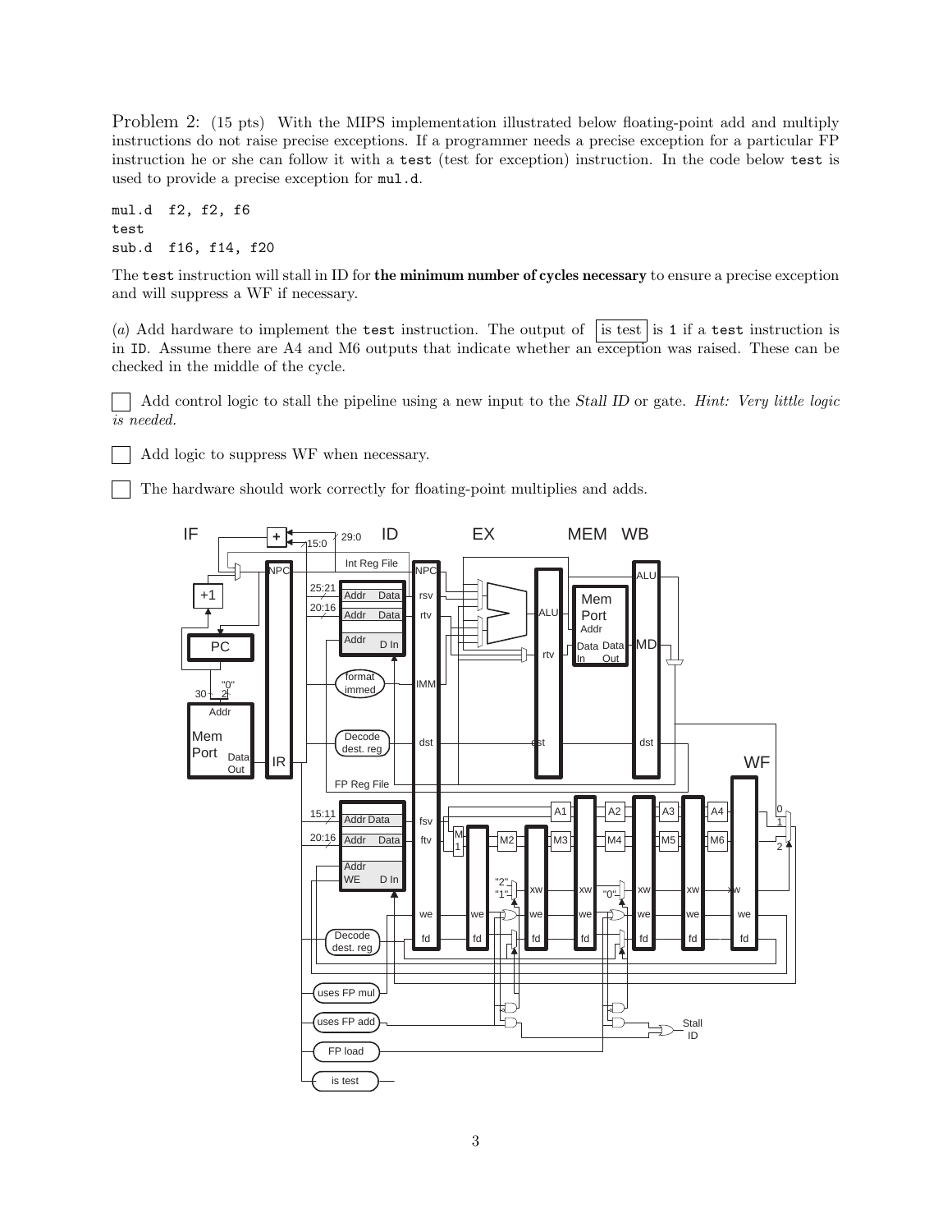Problem 2: (15 pts) With the MIPS implementation illustrated below floating-point add and multiply instructions do not raise precise exceptions. If a programmer needs a precise exception for a particular FP instruction he or she can follow it with a `test` (test for exception) instruction. In the code below `test` is used to provide a precise exception for `mul.d`.

```
mul.d  f2, f2, f6
test
sub.d  f16, f14, f20
```

The `test` instruction will stall in ID for **the minimum number of cycles necessary** to ensure a precise exception and will suppress a WF if necessary.

(*a*) Add hardware to implement the `test` instruction. The output of is test is 1 if a `test` instruction is in ID. Assume there are A4 and M6 outputs that indicate whether an exception was raised. These can be checked in the middle of the cycle.

☐ Add control logic to stall the pipeline using a new input to the *Stall ID* or gate. *Hint: Very little logic is needed.*

☐ Add logic to suppress WF when necessary.

☐ The hardware should work correctly for floating-point multiplies and adds.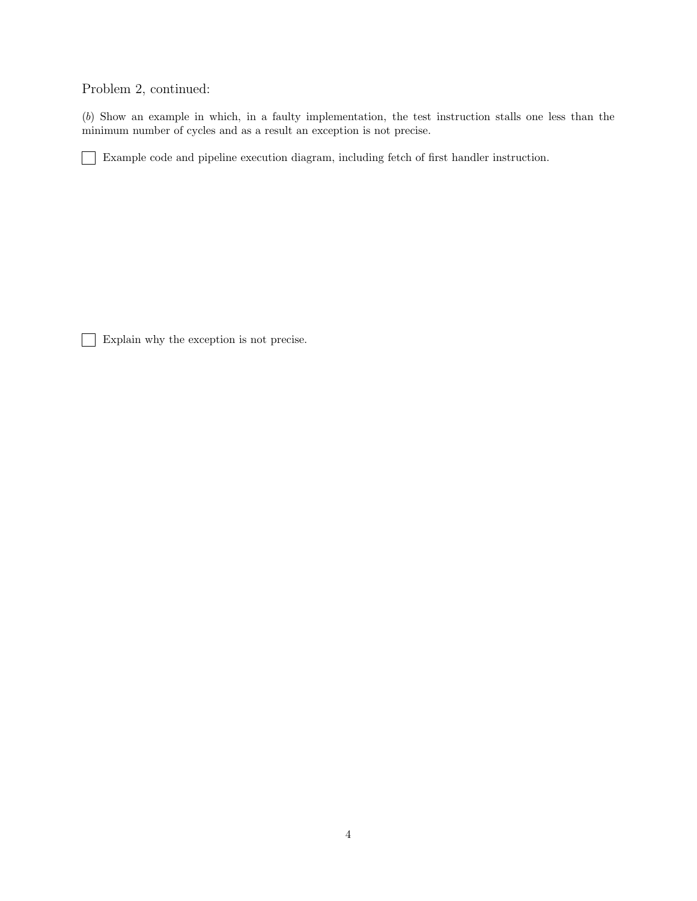Problem 2, continued:

(*b*) Show an example in which, in a faulty implementation, the test instruction stalls one less than the minimum number of cycles and as a result an exception is not precise.

☐ Example code and pipeline execution diagram, including fetch of first handler instruction.

☐ Explain why the exception is not precise.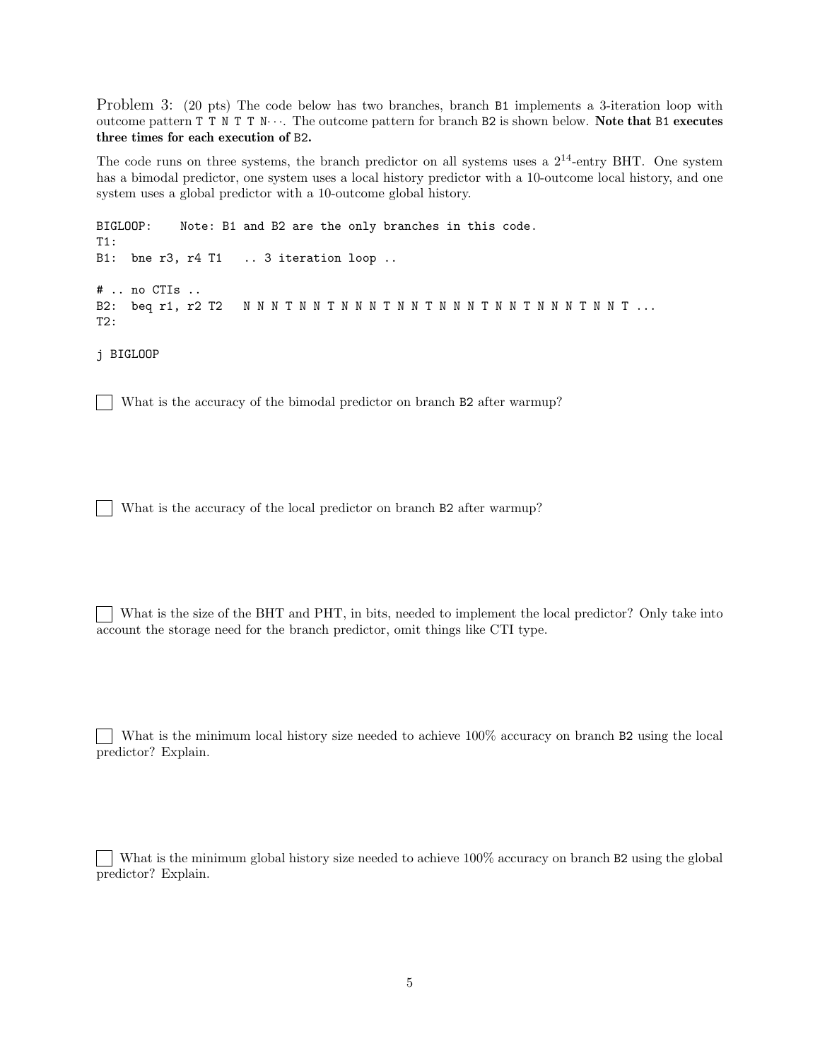Problem 3: (20 pts) The code below has two branches, branch B1 implements a 3-iteration loop with outcome pattern T T N T T N···. The outcome pattern for branch B2 is shown below. **Note that B1 executes three times for each execution of B2.**

The code runs on three systems, the branch predictor on all systems uses a $2^{14}$-entry BHT. One system has a bimodal predictor, one system uses a local history predictor with a 10-outcome local history, and one system uses a global predictor with a 10-outcome global history.

```
BIGLOOP:    Note: B1 and B2 are the only branches in this code.
T1:
B1:  bne r3, r4 T1   .. 3 iteration loop ..

# .. no CTIs ..
B2:  beq r1, r2 T2   N N N T N N T N N N T N N T N N N T N N T N N N T N N T ...
T2:

j BIGLOOP
```

☐ What is the accuracy of the bimodal predictor on branch B2 after warmup?

☐ What is the accuracy of the local predictor on branch B2 after warmup?

☐ What is the size of the BHT and PHT, in bits, needed to implement the local predictor? Only take into account the storage need for the branch predictor, omit things like CTI type.

☐ What is the minimum local history size needed to achieve 100% accuracy on branch B2 using the local predictor? Explain.

☐ What is the minimum global history size needed to achieve 100% accuracy on branch B2 using the global predictor? Explain.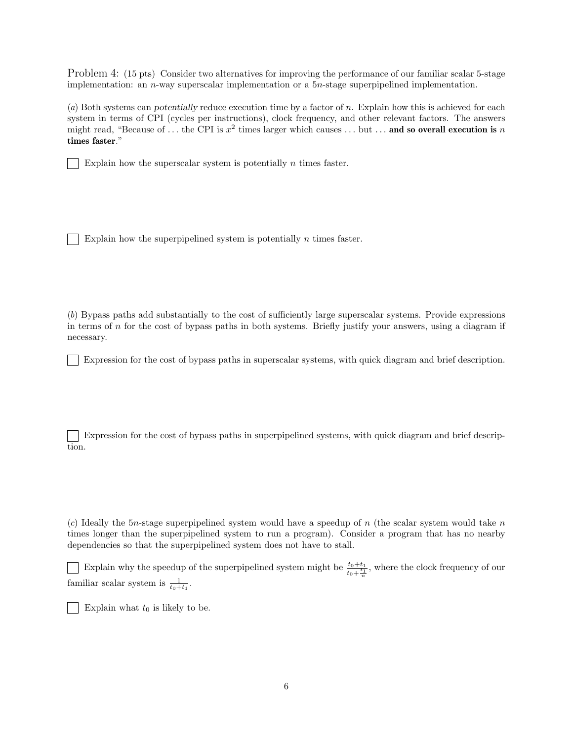Problem 4: (15 pts) Consider two alternatives for improving the performance of our familiar scalar 5-stage implementation: an $n$-way superscalar implementation or a $5n$-stage superpipelined implementation.

(*a*) Both systems can *potentially* reduce execution time by a factor of $n$. Explain how this is achieved for each system in terms of CPI (cycles per instructions), clock frequency, and other relevant factors. The answers might read, "Because of ... the CPI is $x^2$ times larger which causes ... but ... **and so overall execution is $n$ times faster**."

☐ Explain how the superscalar system is potentially $n$ times faster.

☐ Explain how the superpipelined system is potentially $n$ times faster.

(*b*) Bypass paths add substantially to the cost of sufficiently large superscalar systems. Provide expressions in terms of $n$ for the cost of bypass paths in both systems. Briefly justify your answers, using a diagram if necessary.

☐ Expression for the cost of bypass paths in superscalar systems, with quick diagram and brief description.

☐ Expression for the cost of bypass paths in superpipelined systems, with quick diagram and brief description.

(*c*) Ideally the $5n$-stage superpipelined system would have a speedup of $n$ (the scalar system would take $n$ times longer than the superpipelined system to run a program). Consider a program that has no nearby dependencies so that the superpipelined system does not have to stall.

☐ Explain why the speedup of the superpipelined system might be $\frac{t_0+t_1}{t_0+\frac{t_1}{n}}$, where the clock frequency of our familiar scalar system is $\frac{1}{t_0+t_1}$.

☐ Explain what $t_0$ is likely to be.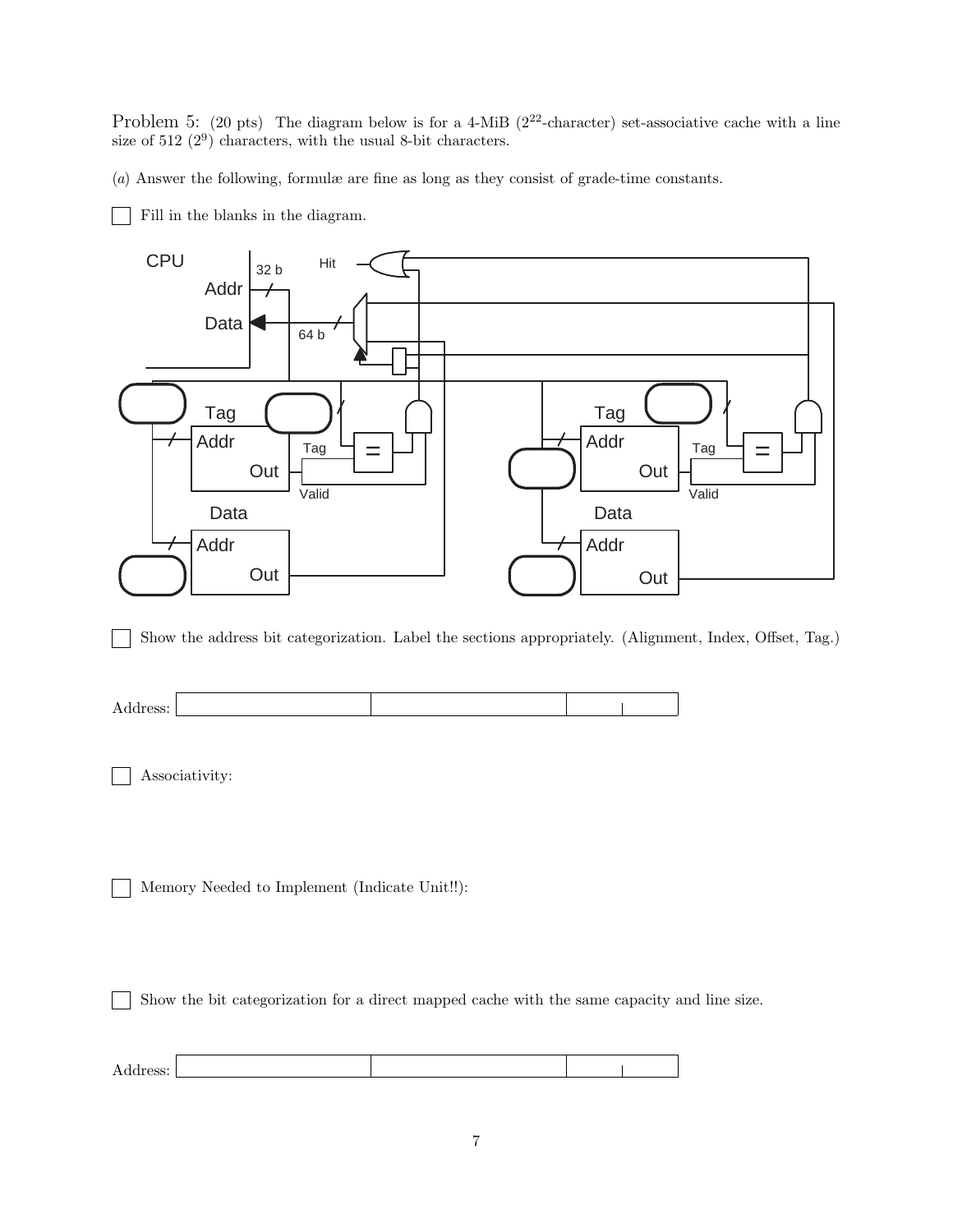Problem 5: (20 pts) The diagram below is for a 4-MiB ($2^{22}$-character) set-associative cache with a line size of 512 ($2^9$) characters, with the usual 8-bit characters.

(*a*) Answer the following, formulæ are fine as long as they consist of grade-time constants.

☐ Fill in the blanks in the diagram.

CPU

Addr 32 b

Data 64 b

Hit

Tag

Addr

Out

Tag

Valid

=

Data

Addr

Out

Tag

Addr

Out

Tag

Valid

=

Data

Addr

Out

☐ Show the address bit categorization. Label the sections appropriately. (Alignment, Index, Offset, Tag.)

Address: | | | | |

☐ Associativity:

☐ Memory Needed to Implement (Indicate Unit!!):

☐ Show the bit categorization for a direct mapped cache with the same capacity and line size.

Address: | | | | |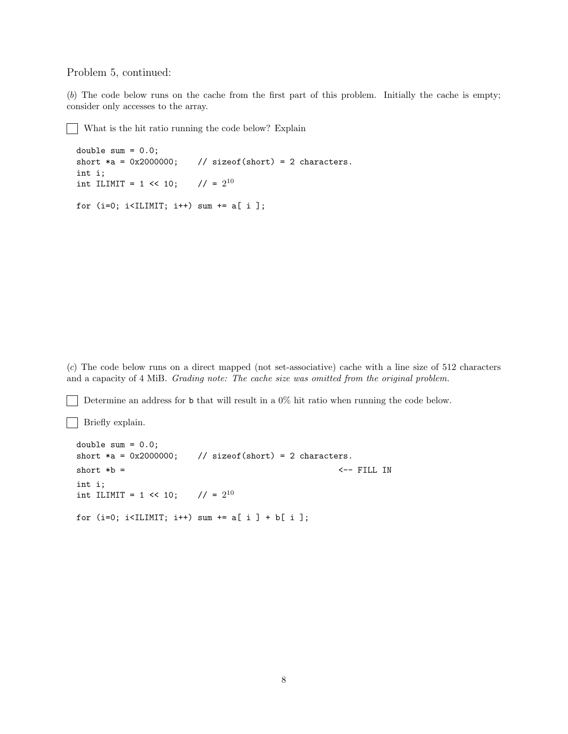Problem 5, continued:

(*b*) The code below runs on the cache from the first part of this problem. Initially the cache is empty; consider only accesses to the array.

☐ What is the hit ratio running the code below? Explain

```
double sum = 0.0;
short *a = 0x2000000;    // sizeof(short) = 2 characters.
int i;
int ILIMIT = 1 << 10;    // = 2^10

for (i=0; i<ILIMIT; i++) sum += a[ i ];
```

(*c*) The code below runs on a direct mapped (not set-associative) cache with a line size of 512 characters and a capacity of 4 MiB. *Grading note: The cache size was omitted from the original problem.*

☐ Determine an address for b that will result in a 0% hit ratio when running the code below.

☐ Briefly explain.

```
double sum = 0.0;
short *a = 0x2000000;    // sizeof(short) = 2 characters.
short *b =                                         <-- FILL IN
int i;
int ILIMIT = 1 << 10;    // = 2^10

for (i=0; i<ILIMIT; i++) sum += a[ i ] + b[ i ];
```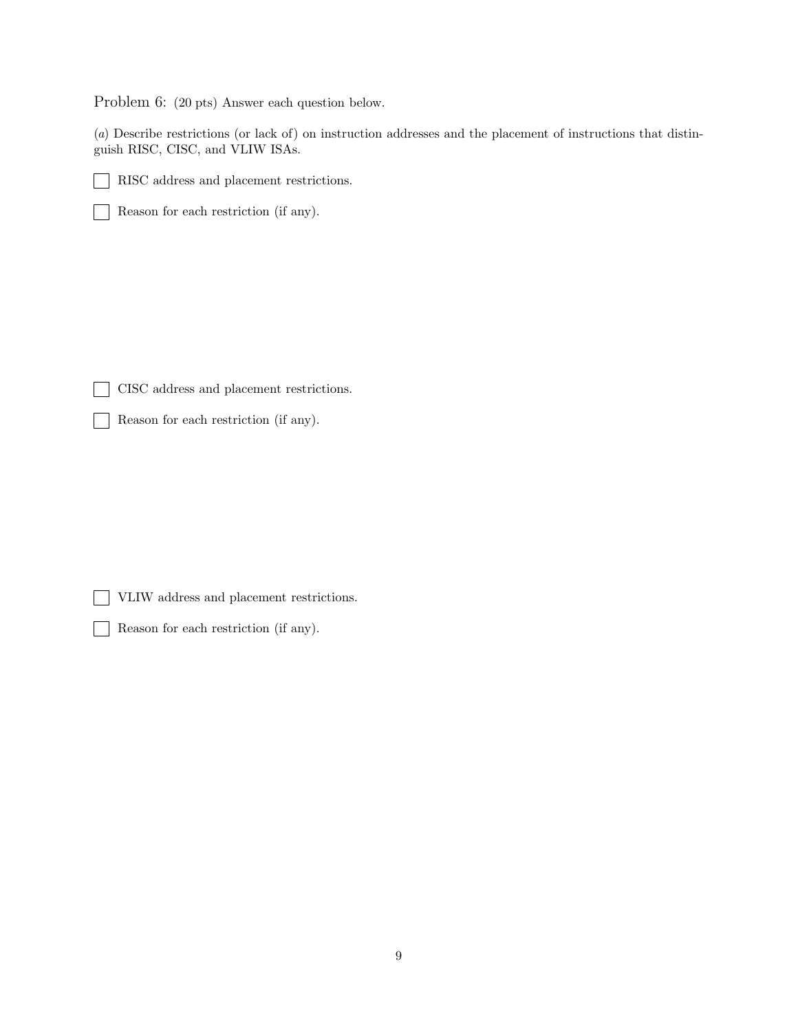Problem 6: (20 pts) Answer each question below.

(*a*) Describe restrictions (or lack of) on instruction addresses and the placement of instructions that distinguish RISC, CISC, and VLIW ISAs.

☐ RISC address and placement restrictions.

☐ Reason for each restriction (if any).

☐ CISC address and placement restrictions.

☐ Reason for each restriction (if any).

☐ VLIW address and placement restrictions.

☐ Reason for each restriction (if any).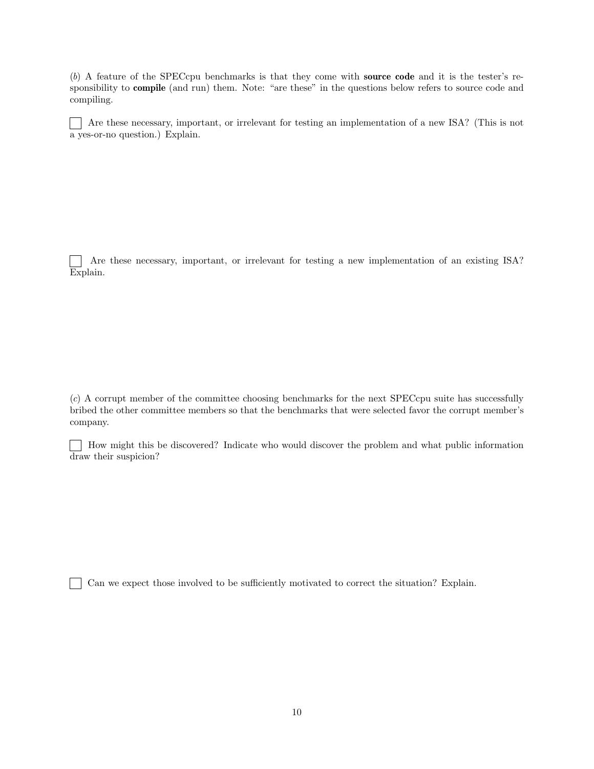(*b*) A feature of the SPECcpu benchmarks is that they come with **source code** and it is the tester's responsibility to **compile** (and run) them. Note: "are these" in the questions below refers to source code and compiling.

☐ Are these necessary, important, or irrelevant for testing an implementation of a new ISA? (This is not a yes-or-no question.) Explain.

☐ Are these necessary, important, or irrelevant for testing a new implementation of an existing ISA? Explain.

(*c*) A corrupt member of the committee choosing benchmarks for the next SPECcpu suite has successfully bribed the other committee members so that the benchmarks that were selected favor the corrupt member's company.

☐ How might this be discovered? Indicate who would discover the problem and what public information draw their suspicion?

☐ Can we expect those involved to be sufficiently motivated to correct the situation? Explain.